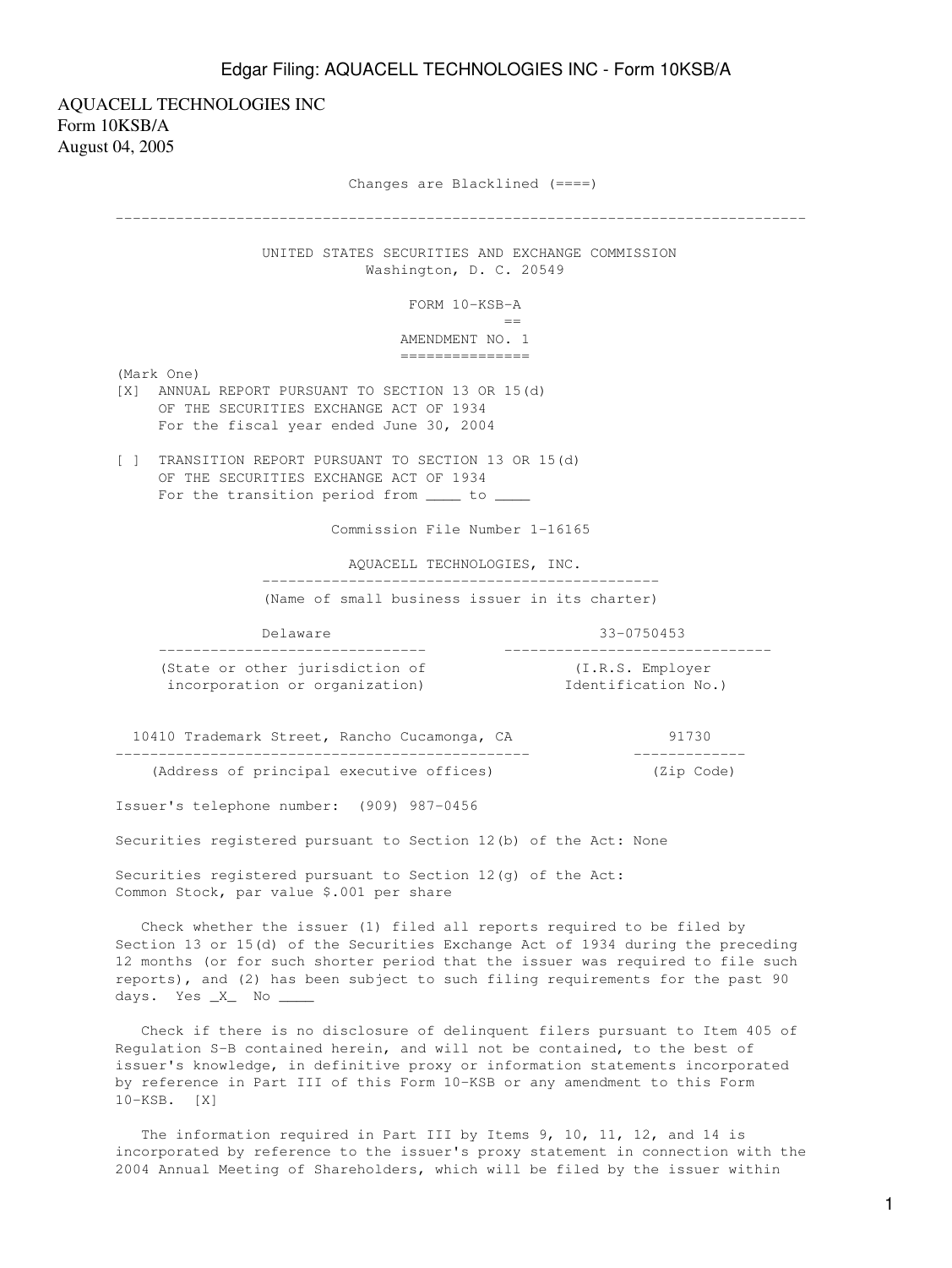AQUACELL TECHNOLOGIES INC
Form 10KSB/A
August 04, 2005

Changes are Blacklined (====)

---

UNITED STATES SECURITIES AND EXCHANGE COMMISSION
Washington, D. C. 20549

FORM 10-KSB-A
==

AMENDMENT NO. 1
===============

(Mark One)
[X] ANNUAL REPORT PURSUANT TO SECTION 13 OR 15(d) OF THE SECURITIES EXCHANGE ACT OF 1934
For the fiscal year ended June 30, 2004

[ ] TRANSITION REPORT PURSUANT TO SECTION 13 OR 15(d) OF THE SECURITIES EXCHANGE ACT OF 1934
For the transition period from ____ to ____

Commission File Number 1-16165

AQUACELL TECHNOLOGIES, INC.
(Name of small business issuer in its charter)

| Delaware | 33-0750453 |
|---|---|
| (State or other jurisdiction of incorporation or organization) | (I.R.S. Employer Identification No.) |

| 10410 Trademark Street, Rancho Cucamonga, CA | 91730 |
|---|---|
| (Address of principal executive offices) | (Zip Code) |

Issuer's telephone number: (909) 987-0456

Securities registered pursuant to Section 12(b) of the Act: None

Securities registered pursuant to Section 12(g) of the Act:
Common Stock, par value $.001 per share

Check whether the issuer (1) filed all reports required to be filed by Section 13 or 15(d) of the Securities Exchange Act of 1934 during the preceding 12 months (or for such shorter period that the issuer was required to file such reports), and (2) has been subject to such filing requirements for the past 90 days. Yes _X_ No ____

Check if there is no disclosure of delinquent filers pursuant to Item 405 of Regulation S-B contained herein, and will not be contained, to the best of issuer's knowledge, in definitive proxy or information statements incorporated by reference in Part III of this Form 10-KSB or any amendment to this Form 10-KSB. [X]

The information required in Part III by Items 9, 10, 11, 12, and 14 is incorporated by reference to the issuer's proxy statement in connection with the 2004 Annual Meeting of Shareholders, which will be filed by the issuer within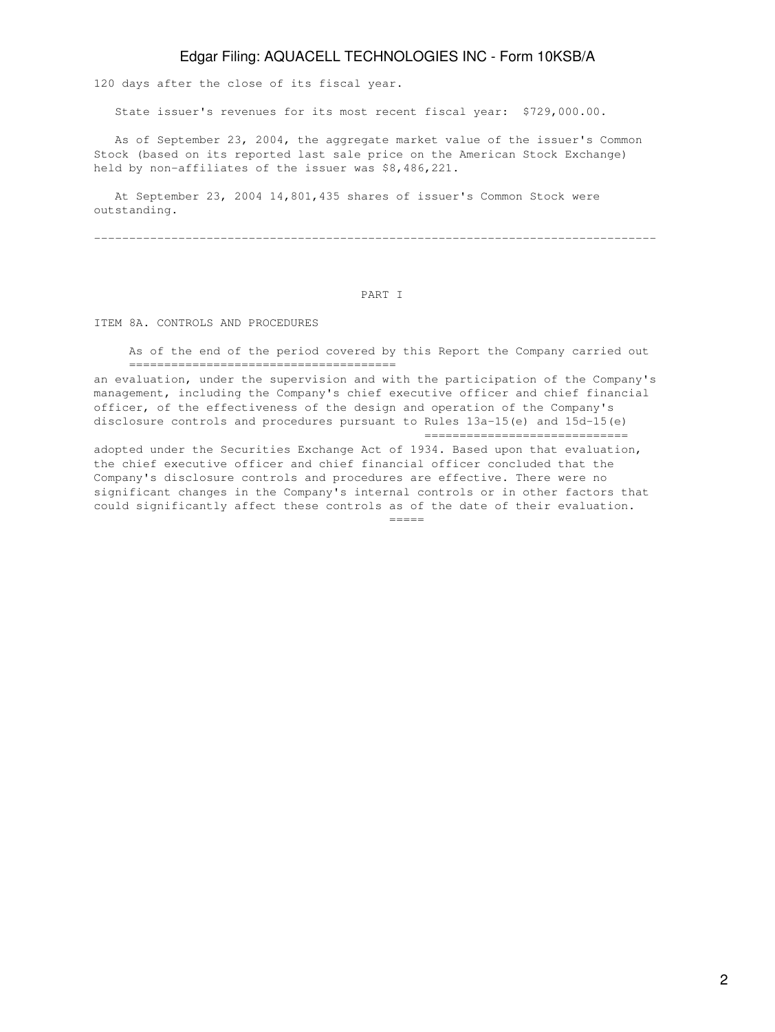120 days after the close of its fiscal year.

State issuer's revenues for its most recent fiscal year: $729,000.00.

As of September 23, 2004, the aggregate market value of the issuer's Common Stock (based on its reported last sale price on the American Stock Exchange) held by non-affiliates of the issuer was $8,486,221.

At September 23, 2004 14,801,435 shares of issuer's Common Stock were outstanding.

---

PART I

ITEM 8A. CONTROLS AND PROCEDURES

As of the end of the period covered by this Report the Company carried out an evaluation, under the supervision and with the participation of the Company's management, including the Company's chief executive officer and chief financial officer, of the effectiveness of the design and operation of the Company's disclosure controls and procedures pursuant to Rules 13a-15(e) and 15d-15(e) adopted under the Securities Exchange Act of 1934. Based upon that evaluation, the chief executive officer and chief financial officer concluded that the Company's disclosure controls and procedures are effective. There were no significant changes in the Company's internal controls or in other factors that could significantly affect these controls as of the date of their evaluation.